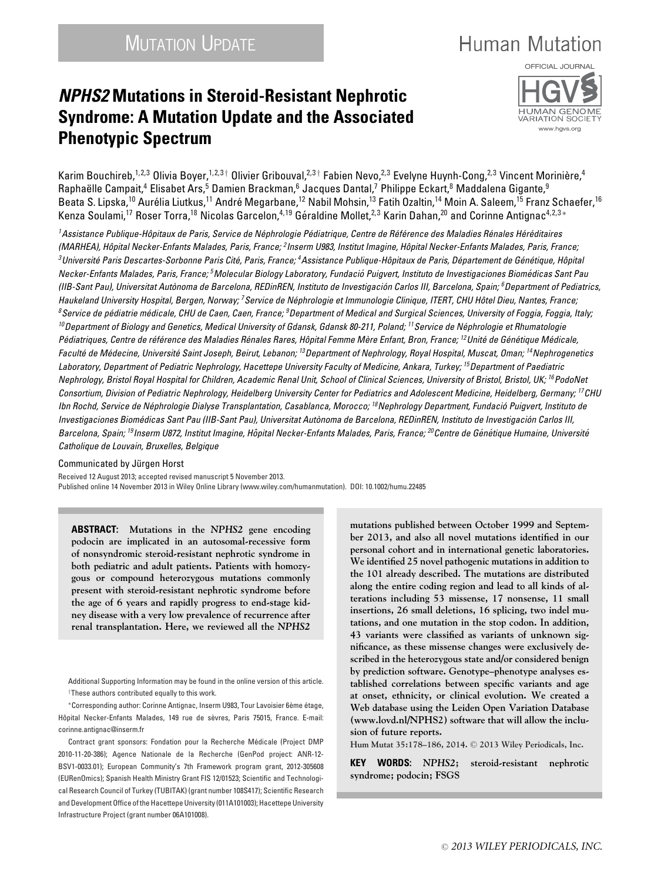MUTATION UPDATE

Human Mutation

OFFICIAL JOURNAL HGVS HUMAN GENOME VARIATION SOCIETY www.hgvs.org

# *NPHS2* Mutations in Steroid-Resistant Nephrotic Syndrome: A Mutation Update and the Associated Phenotypic Spectrum

Karim Bouchireb,[1,2,3] Olivia Boyer,[1,2,3†] Olivier Gribouval,[2,3†] Fabien Nevo,[2,3] Evelyne Huynh-Cong,[2,3] Vincent Morinière,[4] Raphaëlle Campait,[4] Elisabet Ars,[5] Damien Brackman,[6] Jacques Dantal,[7] Philippe Eckart,[8] Maddalena Gigante,[9] Beata S. Lipska,[10] Aurélia Liutkus,[11] André Megarbane,[12] Nabil Mohsin,[13] Fatih Ozaltin,[14] Moin A. Saleem,[15] Franz Schaefer,[16] Kenza Soulami,[17] Roser Torra,[18] Nicolas Garcelon,[4,19] Géraldine Mollet,[2,3] Karin Dahan,[20] and Corinne Antignac[4,2,3*]

*[1]Assistance Publique-Hôpitaux de Paris, Service de Néphrologie Pédiatrique, Centre de Référence des Maladies Rénales Héréditaires (MARHEA), Hôpital Necker-Enfants Malades, Paris, France; [2]Inserm U983, Institut Imagine, Hôpital Necker-Enfants Malades, Paris, France; [3]Université Paris Descartes-Sorbonne Paris Cité, Paris, France; [4]Assistance Publique-Hôpitaux de Paris, Département de Génétique, Hôpital Necker-Enfants Malades, Paris, France; [5]Molecular Biology Laboratory, Fundació Puigvert, Instituto de Investigaciones Biomédicas Sant Pau (IIB-Sant Pau), Universitat Autònoma de Barcelona, REDinREN, Instituto de Investigación Carlos III, Barcelona, Spain; [6]Department of Pediatrics, Haukeland University Hospital, Bergen, Norway; [7]Service de Néphrologie et Immunologie Clinique, ITERT, CHU Hôtel Dieu, Nantes, France; [8]Service de pédiatrie médicale, CHU de Caen, Caen, France; [9]Department of Medical and Surgical Sciences, University of Foggia, Foggia, Italy; [10]Department of Biology and Genetics, Medical University of Gdansk, Gdansk 80-211, Poland; [11]Service de Néphrologie et Rhumatologie Pédiatriques, Centre de référence des Maladies Rénales Rares, Hôpital Femme Mère Enfant, Bron, France; [12]Unité de Génétique Médicale, Faculté de Médecine, Université Saint Joseph, Beirut, Lebanon; [13]Department of Nephrology, Royal Hospital, Muscat, Oman; [14]Nephrogenetics Laboratory, Department of Pediatric Nephrology, Hacettepe University Faculty of Medicine, Ankara, Turkey; [15]Department of Paediatric Nephrology, Bristol Royal Hospital for Children, Academic Renal Unit, School of Clinical Sciences, University of Bristol, Bristol, UK; [16]PodoNet Consortium, Division of Pediatric Nephrology, Heidelberg University Center for Pediatrics and Adolescent Medicine, Heidelberg, Germany; [17]CHU Ibn Rochd, Service de Néphrologie Dialyse Transplantation, Casablanca, Morocco; [18]Nephrology Department, Fundació Puigvert, Instituto de Investigaciones Biomédicas Sant Pau (IIB-Sant Pau), Universitat Autònoma de Barcelona, REDinREN, Instituto de Investigación Carlos III, Barcelona, Spain; [19]Inserm U872, Institut Imagine, Hôpital Necker-Enfants Malades, Paris, France; [20]Centre de Génétique Humaine, Université Catholique de Louvain, Bruxelles, Belgique*

Communicated by Jürgen Horst

Received 12 August 2013; accepted revised manuscript 5 November 2013.
Published online 14 November 2013 in Wiley Online Library (www.wiley.com/humanmutation). DOI: 10.1002/humu.22485

**ABSTRACT: Mutations in the *NPHS2* gene encoding podocin are implicated in an autosomal-recessive form of nonsyndromic steroid-resistant nephrotic syndrome in both pediatric and adult patients. Patients with homozygous or compound heterozygous mutations commonly present with steroid-resistant nephrotic syndrome before the age of 6 years and rapidly progress to end-stage kidney disease with a very low prevalence of recurrence after renal transplantation. Here, we reviewed all the *NPHS2* mutations published between October 1999 and September 2013, and also all novel mutations identified in our personal cohort and in international genetic laboratories. We identified 25 novel pathogenic mutations in addition to the 101 already described. The mutations are distributed along the entire coding region and lead to all kinds of alterations including 53 missense, 17 nonsense, 11 small insertions, 26 small deletions, 16 splicing, two indel mutations, and one mutation in the stop codon. In addition, 43 variants were classified as variants of unknown significance, as these missense changes were exclusively described in the heterozygous state and/or considered benign by prediction software. Genotype–phenotype analyses established correlations between specific variants and age at onset, ethnicity, or clinical evolution. We created a Web database using the Leiden Open Variation Database (www.lovd.nl/NPHS2) software that will allow the inclusion of future reports.**

Hum Mutat 35:178–186, 2014. © 2013 Wiley Periodicals, Inc.

**KEY WORDS:** ***NPHS2*; steroid-resistant nephrotic syndrome; podocin; FSGS**

Additional Supporting Information may be found in the online version of this article.
†These authors contributed equally to this work.

*Corresponding author: Corinne Antignac, Inserm U983, Tour Lavoisier 6ème étage, Hôpital Necker-Enfants Malades, 149 rue de sèvres, Paris 75015, France. E-mail: corinne.antignac@inserm.fr

Contract grant sponsors: Fondation pour la Recherche Médicale (Project DMP 2010-11-20-386); Agence Nationale de la Recherche (GenPod project: ANR-12-BSV1-0033.01); European Community's 7th Framework program grant, 2012-305608 (EURenOmics); Spanish Health Ministry Grant FIS 12/01523; Scientific and Technological Research Council of Turkey (TUBITAK) (grant number 108S417); Scientific Research and Development Office of the Hacettepe University (011A101003); Hacettepe University Infrastructure Project (grant number 06A101008).

© 2013 WILEY PERIODICALS, INC.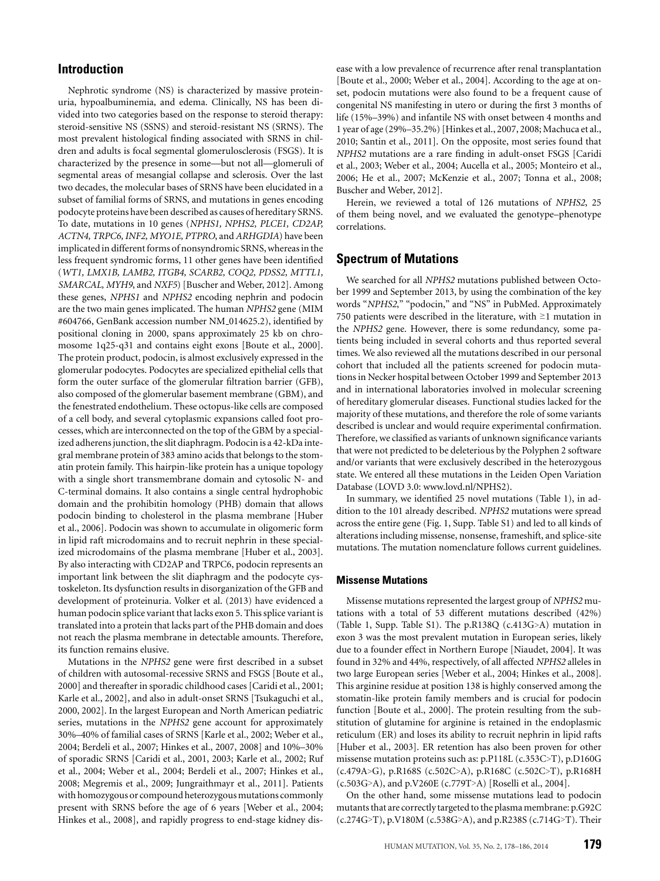## Introduction

Nephrotic syndrome (NS) is characterized by massive proteinuria, hypoalbuminemia, and edema. Clinically, NS has been divided into two categories based on the response to steroid therapy: steroid-sensitive NS (SSNS) and steroid-resistant NS (SRNS). The most prevalent histological finding associated with SRNS in children and adults is focal segmental glomerulosclerosis (FSGS). It is characterized by the presence in some—but not all—glomeruli of segmental areas of mesangial collapse and sclerosis. Over the last two decades, the molecular bases of SRNS have been elucidated in a subset of familial forms of SRNS, and mutations in genes encoding podocyte proteins have been described as causes of hereditary SRNS. To date, mutations in 10 genes (*NPHS1, NPHS2, PLCE1, CD2AP, ACTN4, TRPC6, INF2, MYO1E, PTPRO*, and *ARHGDIA*) have been implicated in different forms of nonsyndromic SRNS, whereas in the less frequent syndromic forms, 11 other genes have been identified (*WT1, LMX1B, LAMB2, ITGB4, SCARB2, COQ2, PDSS2, MTTL1, SMARCAL, MYH9*, and *NXF5*) [Buscher and Weber, 2012]. Among these genes, *NPHS1* and *NPHS2* encoding nephrin and podocin are the two main genes implicated. The human *NPHS2* gene (MIM #604766, GenBank accession number NM_014625.2), identified by positional cloning in 2000, spans approximately 25 kb on chromosome 1q25-q31 and contains eight exons [Boute et al., 2000]. The protein product, podocin, is almost exclusively expressed in the glomerular podocytes. Podocytes are specialized epithelial cells that form the outer surface of the glomerular filtration barrier (GFB), also composed of the glomerular basement membrane (GBM), and the fenestrated endothelium. These octopus-like cells are composed of a cell body, and several cytoplasmic expansions called foot processes, which are interconnected on the top of the GBM by a specialized adherens junction, the slit diaphragm. Podocin is a 42-kDa integral membrane protein of 383 amino acids that belongs to the stomatin protein family. This hairpin-like protein has a unique topology with a single short transmembrane domain and cytosolic N- and C-terminal domains. It also contains a single central hydrophobic domain and the prohibitin homology (PHB) domain that allows podocin binding to cholesterol in the plasma membrane [Huber et al., 2006]. Podocin was shown to accumulate in oligomeric form in lipid raft microdomains and to recruit nephrin in these specialized microdomains of the plasma membrane [Huber et al., 2003]. By also interacting with CD2AP and TRPC6, podocin represents an important link between the slit diaphragm and the podocyte cytoskeleton. Its dysfunction results in disorganization of the GFB and development of proteinuria. Volker et al. (2013) have evidenced a human podocin splice variant that lacks exon 5. This splice variant is translated into a protein that lacks part of the PHB domain and does not reach the plasma membrane in detectable amounts. Therefore, its function remains elusive.

Mutations in the *NPHS2* gene were first described in a subset of children with autosomal-recessive SRNS and FSGS [Boute et al., 2000] and thereafter in sporadic childhood cases [Caridi et al., 2001; Karle et al., 2002], and also in adult-onset SRNS [Tsukaguchi et al., 2000, 2002]. In the largest European and North American pediatric series, mutations in the *NPHS2* gene account for approximately 30%–40% of familial cases of SRNS [Karle et al., 2002; Weber et al., 2004; Berdeli et al., 2007; Hinkes et al., 2007, 2008] and 10%–30% of sporadic SRNS [Caridi et al., 2001, 2003; Karle et al., 2002; Ruf et al., 2004; Weber et al., 2004; Berdeli et al., 2007; Hinkes et al., 2008; Megremis et al., 2009; Jungraithmayr et al., 2011]. Patients with homozygous or compound heterozygous mutations commonly present with SRNS before the age of 6 years [Weber et al., 2004; Hinkes et al., 2008], and rapidly progress to end-stage kidney disease with a low prevalence of recurrence after renal transplantation [Boute et al., 2000; Weber et al., 2004]. According to the age at onset, podocin mutations were also found to be a frequent cause of congenital NS manifesting in utero or during the first 3 months of life (15%–39%) and infantile NS with onset between 4 months and 1 year of age (29%–35.2%) [Hinkes et al., 2007, 2008; Machuca et al., 2010; Santin et al., 2011]. On the opposite, most series found that *NPHS2* mutations are a rare finding in adult-onset FSGS [Caridi et al., 2003; Weber et al., 2004; Aucella et al., 2005; Monteiro et al., 2006; He et al., 2007; McKenzie et al., 2007; Tonna et al., 2008; Buscher and Weber, 2012].

Herein, we reviewed a total of 126 mutations of *NPHS2*, 25 of them being novel, and we evaluated the genotype–phenotype correlations.

## Spectrum of Mutations

We searched for all *NPHS2* mutations published between October 1999 and September 2013, by using the combination of the key words "*NPHS2*," "podocin," and "NS" in PubMed. Approximately 750 patients were described in the literature, with ≥1 mutation in the *NPHS2* gene. However, there is some redundancy, some patients being included in several cohorts and thus reported several times. We also reviewed all the mutations described in our personal cohort that included all the patients screened for podocin mutations in Necker hospital between October 1999 and September 2013 and in international laboratories involved in molecular screening of hereditary glomerular diseases. Functional studies lacked for the majority of these mutations, and therefore the role of some variants described is unclear and would require experimental confirmation. Therefore, we classified as variants of unknown significance variants that were not predicted to be deleterious by the Polyphen 2 software and/or variants that were exclusively described in the heterozygous state. We entered all these mutations in the Leiden Open Variation Database (LOVD 3.0: www.lovd.nl/NPHS2).

In summary, we identified 25 novel mutations (Table 1), in addition to the 101 already described. *NPHS2* mutations were spread across the entire gene (Fig. 1, Supp. Table S1) and led to all kinds of alterations including missense, nonsense, frameshift, and splice-site mutations. The mutation nomenclature follows current guidelines.

### Missense Mutations

Missense mutations represented the largest group of *NPHS2* mutations with a total of 53 different mutations described (42%) (Table 1, Supp. Table S1). The p.R138Q (c.413G>A) mutation in exon 3 was the most prevalent mutation in European series, likely due to a founder effect in Northern Europe [Niaudet, 2004]. It was found in 32% and 44%, respectively, of all affected *NPHS2* alleles in two large European series [Weber et al., 2004; Hinkes et al., 2008]. This arginine residue at position 138 is highly conserved among the stomatin-like protein family members and is crucial for podocin function [Boute et al., 2000]. The protein resulting from the substitution of glutamine for arginine is retained in the endoplasmic reticulum (ER) and loses its ability to recruit nephrin in lipid rafts [Huber et al., 2003]. ER retention has also been proven for other missense mutation proteins such as: p.P118L (c.353C>T), p.D160G (c.479A>G), p.R168S (c.502C>A), p.R168C (c.502C>T), p.R168H (c.503G>A), and p.V260E (c.779T>A) [Roselli et al., 2004].

On the other hand, some missense mutations lead to podocin mutants that are correctly targeted to the plasma membrane: p.G92C (c.274G>T), p.V180M (c.538G>A), and p.R238S (c.714G>T). Their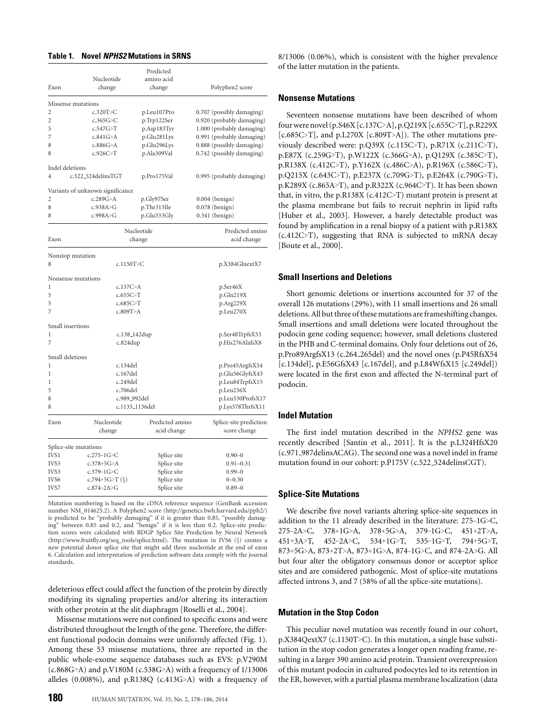**Table 1. Novel *NPHS2* Mutations in SRNS**

| Exon | Nucleotide change | Predicted amino acid change | Polyphen2 score |
|---|---|---|---|
| Missense mutations | | | |
| 2 | c.320T>C | p.Leu107Pro | 0.707 (possibly damaging) |
| 2 | c.365G>C | p.Trp122Ser | 0.920 (probably damaging) |
| 5 | c.547G>T | p.Asp183Tyr | 1.000 (probably damaging) |
| 7 | c.841G>A | p.Glu281Lys | 0.991 (probably damaging) |
| 8 | c.886G>A | p.Glu296Lys | 0.888 (possibly damaging) |
| 8 | c.926C>T | p.Ala309Val | 0.742 (possibly damaging) |
| Indel deletions | | | |
| 4 | c.522_524delinsTGT | p.Pro175Val | 0.995 (probably damaging) |
| Variants of unknown significance | | | |
| 2 | c.289G>A | p.Gly97Ser | 0.004 (benign) |
| 8 | c.938A>G | p.Thr315Ile | 0.078 (benign) |
| 8 | c.998A>G | p.Glu333Gly | 0.341 (benign) |

| Exon | Nucleotide change | Predicted amino acid change |
|---|---|---|
| Nonstop mutation | | |
| 8 | c.1150T>C | p.X384GlnextX7 |
| Nonsense mutations | | |
| 1 | c.137C>A | p.Ser46X |
| 5 | c.655C>T | p.Gln219X |
| 5 | c.685C>T | p.Arg229X |
| 7 | c.809T>A | p.Leu270X |
| Small insertions | | |
| 1 | c.138_142dup | p.Ser48TrpfsX53 |
| 7 | c.824dup | p.His276AlafsX8 |
| Small deletions | | |
| 1 | c.134del | p.Pro45ArgfsX54 |
| 1 | c.167del | p.Glu56GlyfsX43 |
| 1 | c.249del | p.Leu84TrpfsX15 |
| 5 | c.706del | p.Leu236X |
| 8 | c.989_992del | p.Leu330ProfsX17 |
| 8 | c.1133_1136del | p.Lys378ThrfsX11 |

| Exon | Nucleotide change | Predicted amino acid change | Splice-site prediction score change |
|---|---|---|---|
| Splice-site mutations | | | |
| IVS1 | c.275–1G>C | Splice site | 0.90–0 |
| IVS3 | c.378+5G>A | Splice site | 0.91–0.31 |
| IVS3 | c.379–1G>C | Splice site | 0.99–0 |
| IVS6 | c.794+5G>T (§) | Splice site | 0–0.30 |
| IVS7 | c.874–2A>G | Splice site | 0.89–0 |

Mutation numbering is based on the cDNA reference sequence (GenBank accession number NM_014625.2). A Polyphen2 score (http://genetics.bwh.harvard.edu/pph2/) is predicted to be "probably damaging" if it is greater than 0.85, "possibly damaging" between 0.85 and 0.2, and "benign" if it is less than 0.2. Splice-site prediction scores were calculated with BDGP Splice Site Prediction by Neural Network (http://www.fruitfly.org/seq_tools/splice.html). The mutation in IVS6 (§) creates a new potential donor splice site that might add three nucleotide at the end of exon 6. Calculation and interpretation of prediction software data comply with the journal standards.

deleterious effect could affect the function of the protein by directly modifying its signaling properties and/or altering its interaction with other protein at the slit diaphragm [Roselli et al., 2004].

Missense mutations were not confined to specific exons and were distributed throughout the length of the gene. Therefore, the different functional podocin domains were uniformly affected (Fig. 1). Among these 53 missense mutations, three are reported in the public whole-exome sequence databases such as EVS: p.V290M (c.868G>A) and p.V180M (c.538G>A) with a frequency of 1/13006 alleles (0.008%), and p.R138Q (c.413G>A) with a frequency of 8/13006 (0.06%), which is consistent with the higher prevalence of the latter mutation in the patients.

### Nonsense Mutations

Seventeen nonsense mutations have been described of whom four were novel (p.S46X [c.137C>A], p.Q219X [c.655C>T], p.R229X [c.685C>T], and p.L270X [c.809T>A]). The other mutations previously described were: p.Q39X (c.115C>T), p.R71X (c.211C>T), p.E87X (c.259G>T), p.W122X (c.366G>A), p.Q129X (c.385C>T), p.R138X (c.412C>T), p.Y162X (c.486C>A), p.R196X (c.586C>T), p.Q215X (c.643C>T), p.E237X (c.709G>T), p.E264X (c.790G>T), p.K289X (c.865A>T), and p.R322X (c.964C>T). It has been shown that, in vitro, the p.R138X (c.412C>T) mutant protein is present at the plasma membrane but fails to recruit nephrin in lipid rafts [Huber et al., 2003]. However, a barely detectable product was found by amplification in a renal biopsy of a patient with p.R138X (c.412C>T), suggesting that RNA is subjected to mRNA decay [Boute et al., 2000].

### Small Insertions and Deletions

Short genomic deletions or insertions accounted for 37 of the overall 126 mutations (29%), with 11 small insertions and 26 small deletions. All but three of these mutations are frameshifting changes. Small insertions and small deletions were located throughout the podocin gene coding sequence; however, small deletions clustered in the PHB and C-terminal domains. Only four deletions out of 26, p.Pro89ArgfsX13 (c.264_265del) and the novel ones (p.P45RfsX54 [c.134del], p.E56GfsX43 [c.167del], and p.L84WfsX15 [c.249del]) were located in the first exon and affected the N-terminal part of podocin.

### Indel Mutation

The first indel mutation described in the *NPHS2* gene was recently described [Santin et al., 2011]. It is the p.L324HfsX20 (c.971_987delinsACAG). The second one was a novel indel in frame mutation found in our cohort: p.P175V (c.522_524delinsCGT).

### Splice-Site Mutations

We describe five novel variants altering splice-site sequences in addition to the 11 already described in the literature: 275–1G>C, 275–2A>C, 378+1G>A, 378+5G>A, 379–1G>C, 451+2T>A, 451+3A>T, 452–2A>C, 534+1G>T, 535–1G>T, 794+5G>T, 873+5G>A, 873+2T>A, 873+1G>A, 874–1G>C, and 874–2A>G. All but four alter the obligatory consensus donor or acceptor splice sites and are considered pathogenic. Most of splice-site mutations affected introns 3, and 7 (58% of all the splice-site mutations).

### Mutation in the Stop Codon

This peculiar novel mutation was recently found in our cohort, p.X384QextX7 (c.1150T>C). In this mutation, a single base substitution in the stop codon generates a longer open reading frame, resulting in a larger 390 amino acid protein. Transient overexpression of this mutant podocin in cultured podocytes led to its retention in the ER, however, with a partial plasma membrane localization (data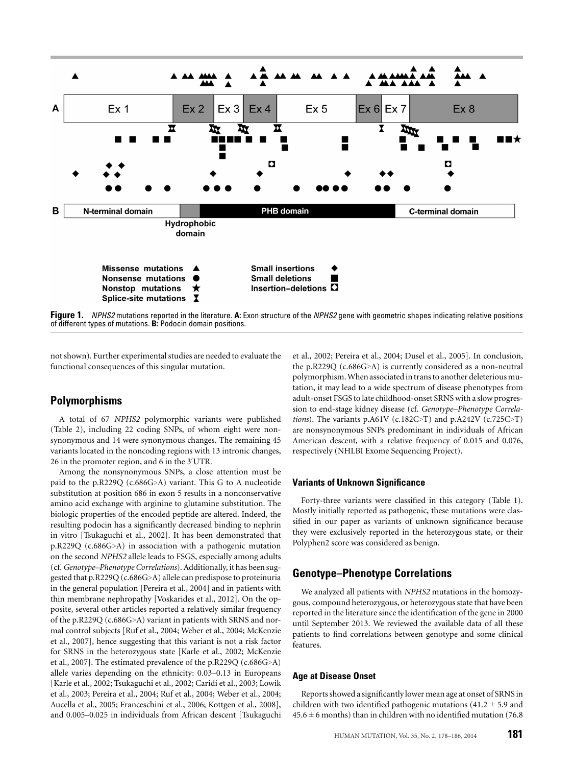Figure 1. *NPHS2* mutations reported in the literature. **A:** Exon structure of the *NPHS2* gene with geometric shapes indicating relative positions of different types of mutations. **B:** Podocin domain positions.

not shown). Further experimental studies are needed to evaluate the functional consequences of this singular mutation.

## Polymorphisms

A total of 67 *NPHS2* polymorphic variants were published (Table 2), including 22 coding SNPs, of whom eight were nonsynonymous and 14 were synonymous changes. The remaining 45 variants located in the noncoding regions with 13 intronic changes, 26 in the promoter region, and 6 in the 3′UTR.

Among the nonsynonymous SNPs, a close attention must be paid to the p.R229Q (c.686G>A) variant. This G to A nucleotide substitution at position 686 in exon 5 results in a nonconservative amino acid exchange with arginine to glutamine substitution. The biologic properties of the encoded peptide are altered. Indeed, the resulting podocin has a significantly decreased binding to nephrin in vitro [Tsukaguchi et al., 2002]. It has been demonstrated that p.R229Q (c.686G>A) in association with a pathogenic mutation on the second *NPHS2* allele leads to FSGS, especially among adults (cf. *Genotype–Phenotype Correlations*). Additionally, it has been suggested that p.R229Q (c.686G>A) allele can predispose to proteinuria in the general population [Pereira et al., 2004] and in patients with thin membrane nephropathy [Voskarides et al., 2012]. On the opposite, several other articles reported a relatively similar frequency of the p.R229Q (c.686G>A) variant in patients with SRNS and normal control subjects [Ruf et al., 2004; Weber et al., 2004; McKenzie et al., 2007], hence suggesting that this variant is not a risk factor for SRNS in the heterozygous state [Karle et al., 2002; McKenzie et al., 2007]. The estimated prevalence of the p.R229Q (c.686G>A) allele varies depending on the ethnicity: 0.03–0.13 in Europeans [Karle et al., 2002; Tsukaguchi et al., 2002; Caridi et al., 2003; Lowik et al., 2003; Pereira et al., 2004; Ruf et al., 2004; Weber et al., 2004; Aucella et al., 2005; Franceschini et al., 2006; Kottgen et al., 2008], and 0.005–0.025 in individuals from African descent [Tsukaguchi et al., 2002; Pereira et al., 2004; Dusel et al., 2005]. In conclusion, the p.R229Q (c.686G>A) is currently considered as a non-neutral polymorphism. When associated in trans to another deleterious mutation, it may lead to a wide spectrum of disease phenotypes from adult-onset FSGS to late childhood-onset SRNS with a slow progression to end-stage kidney disease (cf. *Genotype–Phenotype Correlations*). The variants p.A61V (c.182C>T) and p.A242V (c.725C>T) are nonsynonymous SNPs predominant in individuals of African American descent, with a relative frequency of 0.015 and 0.076, respectively (NHLBI Exome Sequencing Project).

### Variants of Unknown Significance

Forty-three variants were classified in this category (Table 1). Mostly initially reported as pathogenic, these mutations were classified in our paper as variants of unknown significance because they were exclusively reported in the heterozygous state, or their Polyphen2 score was considered as benign.

## Genotype–Phenotype Correlations

We analyzed all patients with *NPHS2* mutations in the homozygous, compound heterozygous, or heterozygous state that have been reported in the literature since the identification of the gene in 2000 until September 2013. We reviewed the available data of all these patients to find correlations between genotype and some clinical features.

### Age at Disease Onset

Reports showed a significantly lower mean age at onset of SRNS in children with two identified pathogenic mutations ($41.2 \pm 5.9$ and $45.6 \pm 6$ months) than in children with no identified mutation (76.8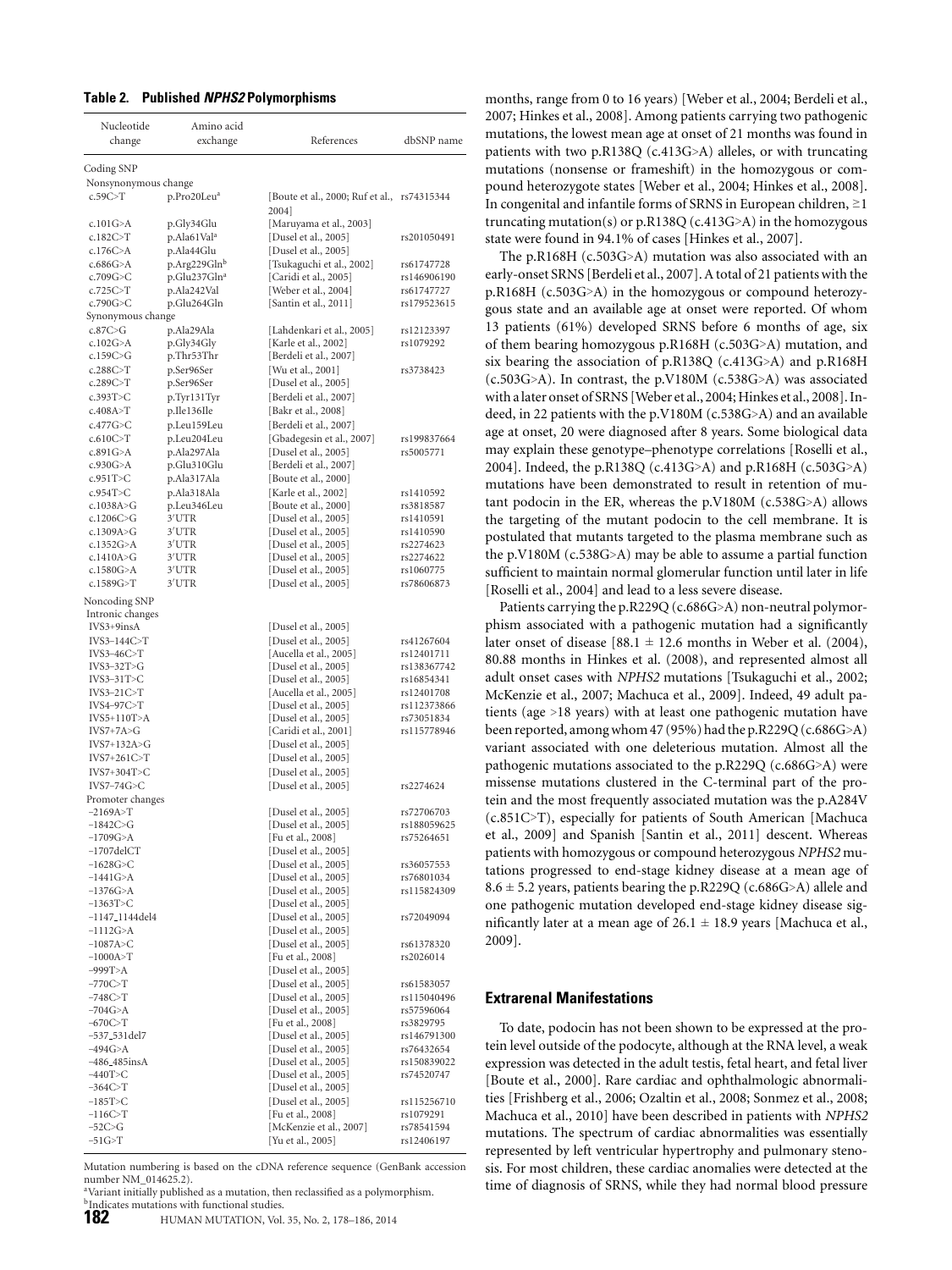**Table 2. Published *NPHS2* Polymorphisms**

| Nucleotide change | Amino acid exchange | References | dbSNP name |
|---|---|---|---|
| Coding SNP | | | |
| Nonsynonymous change | | | |
| c.59C>T | p.Pro20Leu[a] | [Boute et al., 2000; Ruf et al., 2004] | rs74315344 |
| c.101G>A | p.Gly34Glu | [Maruyama et al., 2003] | |
| c.182C>T | p.Ala61Val[a] | [Dusel et al., 2005] | rs201050491 |
| c.176C>A | p.Ala44Glu | [Dusel et al., 2005] | |
| c.686G>A | p.Arg229Gln[b] | [Tsukaguchi et al., 2002] | rs61747728 |
| c.709G>C | p.Glu237Gln[a] | [Caridi et al., 2005] | rs146906190 |
| c.725C>T | p.Ala242Val | [Weber et al., 2004] | rs61747727 |
| c.790G>C | p.Glu264Gln | [Santin et al., 2011] | rs179523615 |
| Synonymous change | | | |
| c.87C>G | p.Ala29Ala | [Lahdenkari et al., 2005] | rs12123397 |
| c.102G>A | p.Gly34Gly | [Karle et al., 2002] | rs1079292 |
| c.159C>G | p.Thr53Thr | [Berdeli et al., 2007] | |
| c.288C>T | p.Ser96Ser | [Wu et al., 2001] | rs3738423 |
| c.289C>T | p.Ser96Ser | [Dusel et al., 2005] | |
| c.393T>C | p.Tyr131Tyr | [Berdeli et al., 2007] | |
| c.408A>T | p.Ile136Ile | [Bakr et al., 2008] | |
| c.477G>C | p.Leu159Leu | [Berdeli et al., 2007] | |
| c.610C>T | p.Leu204Leu | [Gbadegesin et al., 2007] | rs199837664 |
| c.891G>A | p.Ala297Ala | [Dusel et al., 2005] | rs5005771 |
| c.930G>A | p.Glu310Glu | [Berdeli et al., 2007] | |
| c.951T>C | p.Ala317Ala | [Boute et al., 2000] | |
| c.954T>C | p.Ala318Ala | [Karle et al., 2002] | rs1410592 |
| c.1038A>G | p.Leu346Leu | [Boute et al., 2000] | rs3818587 |
| c.1206C>G | 3′UTR | [Dusel et al., 2005] | rs1410591 |
| c.1309A>G | 3′UTR | [Dusel et al., 2005] | rs1410590 |
| c.1352G>A | 3′UTR | [Dusel et al., 2005] | rs2274623 |
| c.1410A>G | 3′UTR | [Dusel et al., 2005] | rs2274622 |
| c.1580G>A | 3′UTR | [Dusel et al., 2005] | rs1060775 |
| c.1589G>T | 3′UTR | [Dusel et al., 2005] | rs78606873 |
| Noncoding SNP | | | |
| Intronic changes | | | |
| IVS3+9insA | | [Dusel et al., 2005] | |
| IVS3–144C>T | | [Dusel et al., 2005] | rs41267604 |
| IVS3–46C>T | | [Aucella et al., 2005] | rs12401711 |
| IVS3–32T>G | | [Dusel et al., 2005] | rs138367742 |
| IVS3–31T>C | | [Dusel et al., 2005] | rs16854341 |
| IVS3–21C>T | | [Aucella et al., 2005] | rs12401708 |
| IVS4–97C>T | | [Dusel et al., 2005] | rs112373866 |
| IVS5+110T>A | | [Dusel et al., 2005] | rs73051834 |
| IVS7+7A>G | | [Caridi et al., 2001] | rs115778946 |
| IVS7+132A>G | | [Dusel et al., 2005] | |
| IVS7+261C>T | | [Dusel et al., 2005] | |
| IVS7+304T>C | | [Dusel et al., 2005] | |
| IVS7–74G>C | | [Dusel et al., 2005] | rs2274624 |
| Promoter changes | | | |
| −2169A>T | | [Dusel et al., 2005] | rs72706703 |
| −1842C>G | | [Dusel et al., 2005] | rs188059625 |
| −1709G>A | | [Fu et al., 2008] | rs75264651 |
| −1707delCT | | [Dusel et al., 2005] | |
| −1628G>C | | [Dusel et al., 2005] | rs36057553 |
| −1441G>A | | [Dusel et al., 2005] | rs76801034 |
| −1376G>A | | [Dusel et al., 2005] | rs115824309 |
| −1363T>C | | [Dusel et al., 2005] | |
| −1147_1144del4 | | [Dusel et al., 2005] | rs72049094 |
| −1112G>A | | [Dusel et al., 2005] | |
| −1087A>C | | [Dusel et al., 2005] | rs61378320 |
| −1000A>T | | [Fu et al., 2008] | rs2026014 |
| −999T>A | | [Dusel et al., 2005] | |
| −770C>T | | [Dusel et al., 2005] | rs61583057 |
| −748C>T | | [Dusel et al., 2005] | rs115040496 |
| −704G>A | | [Dusel et al., 2005] | rs57596064 |
| −670C>T | | [Fu et al., 2008] | rs3829795 |
| −537_531del7 | | [Dusel et al., 2005] | rs146791300 |
| −494G>A | | [Dusel et al., 2005] | rs76432654 |
| −486_485insA | | [Dusel et al., 2005] | rs150839022 |
| −440T>C | | [Dusel et al., 2005] | rs74520747 |
| −364C>T | | [Dusel et al., 2005] | |
| −185T>C | | [Dusel et al., 2005] | rs115256710 |
| −116C>T | | [Fu et al., 2008] | rs1079291 |
| −52C>G | | [McKenzie et al., 2007] | rs78541594 |
| −51G>T | | [Yu et al., 2005] | rs12406197 |

Mutation numbering is based on the cDNA reference sequence (GenBank accession number NM_014625.2).
[a]Variant initially published as a mutation, then reclassified as a polymorphism.
[b]Indicates mutations with functional studies.

months, range from 0 to 16 years) [Weber et al., 2004; Berdeli et al., 2007; Hinkes et al., 2008]. Among patients carrying two pathogenic mutations, the lowest mean age at onset of 21 months was found in patients with two p.R138Q (c.413G>A) alleles, or with truncating mutations (nonsense or frameshift) in the homozygous or compound heterozygote states [Weber et al., 2004; Hinkes et al., 2008]. In congenital and infantile forms of SRNS in European children, ≥1 truncating mutation(s) or p.R138Q (c.413G>A) in the homozygous state were found in 94.1% of cases [Hinkes et al., 2007].

The p.R168H (c.503G>A) mutation was also associated with an early-onset SRNS [Berdeli et al., 2007]. A total of 21 patients with the p.R168H (c.503G>A) in the homozygous or compound heterozygous state and an available age at onset were reported. Of whom 13 patients (61%) developed SRNS before 6 months of age, six of them bearing homozygous p.R168H (c.503G>A) mutation, and six bearing the association of p.R138Q (c.413G>A) and p.R168H (c.503G>A). In contrast, the p.V180M (c.538G>A) was associated with a later onset of SRNS [Weber et al., 2004; Hinkes et al., 2008]. Indeed, in 22 patients with the p.V180M (c.538G>A) and an available age at onset, 20 were diagnosed after 8 years. Some biological data may explain these genotype–phenotype correlations [Roselli et al., 2004]. Indeed, the p.R138Q (c.413G>A) and p.R168H (c.503G>A) mutations have been demonstrated to result in retention of mutant podocin in the ER, whereas the p.V180M (c.538G>A) allows the targeting of the mutant podocin to the cell membrane. It is postulated that mutants targeted to the plasma membrane such as the p.V180M (c.538G>A) may be able to assume a partial function sufficient to maintain normal glomerular function until later in life [Roselli et al., 2004] and lead to a less severe disease.

Patients carrying the p.R229Q (c.686G>A) non-neutral polymorphism associated with a pathogenic mutation had a significantly later onset of disease [88.1 ± 12.6 months in Weber et al. (2004), 80.88 months in Hinkes et al. (2008), and represented almost all adult onset cases with *NPHS2* mutations [Tsukaguchi et al., 2002; McKenzie et al., 2007; Machuca et al., 2009]. Indeed, 49 adult patients (age >18 years) with at least one pathogenic mutation have been reported, among whom 47 (95%) had the p.R229Q (c.686G>A) variant associated with one deleterious mutation. Almost all the pathogenic mutations associated to the p.R229Q (c.686G>A) were missense mutations clustered in the C-terminal part of the protein and the most frequently associated mutation was the p.A284V (c.851C>T), especially for patients of South American [Machuca et al., 2009] and Spanish [Santin et al., 2011] descent. Whereas patients with homozygous or compound heterozygous *NPHS2* mutations progressed to end-stage kidney disease at a mean age of 8.6 ± 5.2 years, patients bearing the p.R229Q (c.686G>A) allele and one pathogenic mutation developed end-stage kidney disease significantly later at a mean age of 26.1 ± 18.9 years [Machuca et al., 2009].

## Extrarenal Manifestations

To date, podocin has not been shown to be expressed at the protein level outside of the podocyte, although at the RNA level, a weak expression was detected in the adult testis, fetal heart, and fetal liver [Boute et al., 2000]. Rare cardiac and ophthalmologic abnormalities [Frishberg et al., 2006; Ozaltin et al., 2008; Sonmez et al., 2008; Machuca et al., 2010] have been described in patients with *NPHS2* mutations. The spectrum of cardiac abnormalities was essentially represented by left ventricular hypertrophy and pulmonary stenosis. For most children, these cardiac anomalies were detected at the time of diagnosis of SRNS, while they had normal blood pressure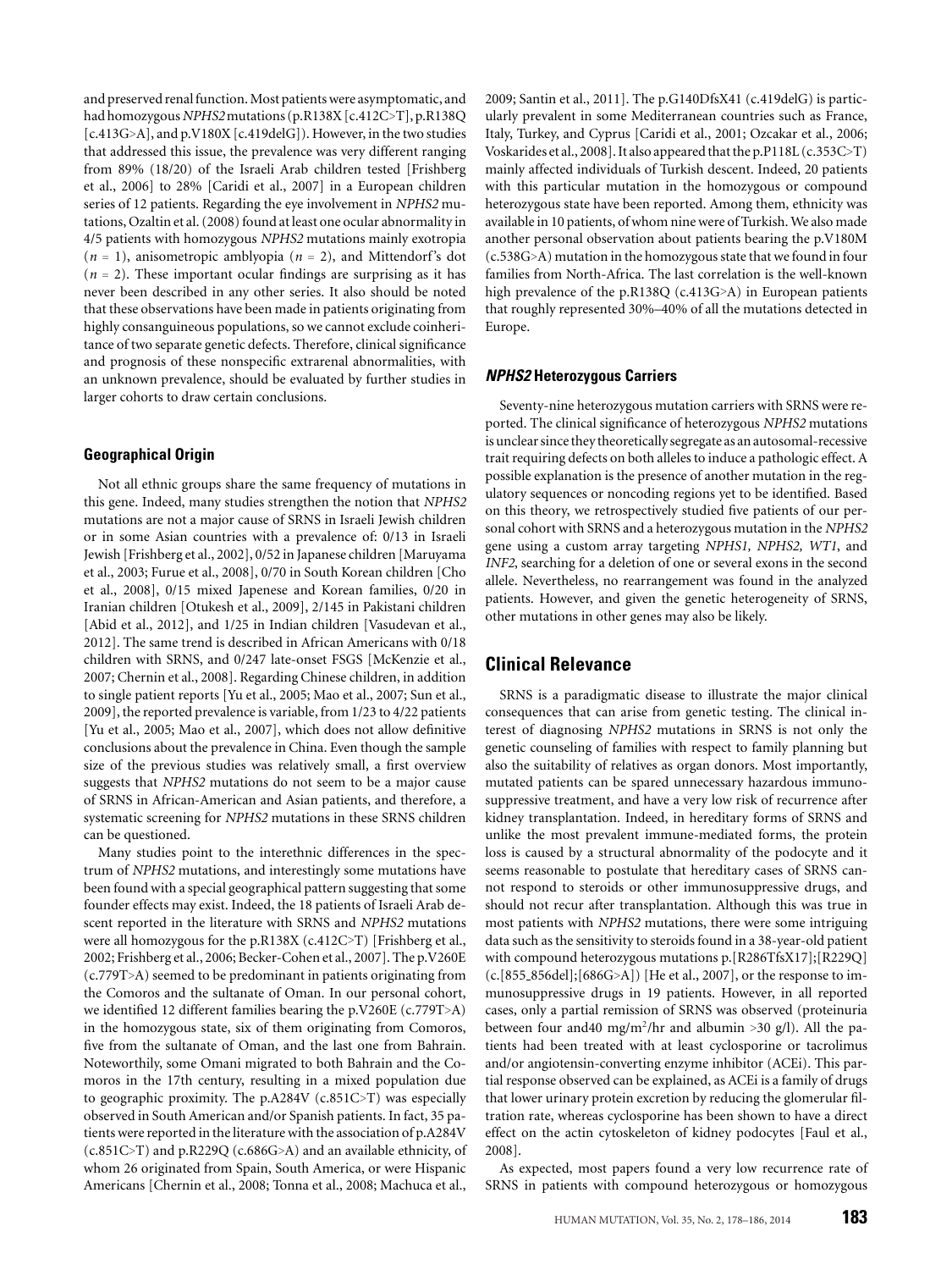and preserved renal function. Most patients were asymptomatic, and had homozygous *NPHS2* mutations (p.R138X [c.412C>T], p.R138Q [c.413G>A], and p.V180X [c.419delG]). However, in the two studies that addressed this issue, the prevalence was very different ranging from 89% (18/20) of the Israeli Arab children tested [Frishberg et al., 2006] to 28% [Caridi et al., 2007] in a European children series of 12 patients. Regarding the eye involvement in *NPHS2* mutations, Ozaltin et al. (2008) found at least one ocular abnormality in 4/5 patients with homozygous *NPHS2* mutations mainly exotropia ($n$ = 1), anisometropic amblyopia ($n$ = 2), and Mittendorf's dot ($n$ = 2). These important ocular findings are surprising as it has never been described in any other series. It also should be noted that these observations have been made in patients originating from highly consanguineous populations, so we cannot exclude coinheritance of two separate genetic defects. Therefore, clinical significance and prognosis of these nonspecific extrarenal abnormalities, with an unknown prevalence, should be evaluated by further studies in larger cohorts to draw certain conclusions.

### Geographical Origin

Not all ethnic groups share the same frequency of mutations in this gene. Indeed, many studies strengthen the notion that *NPHS2* mutations are not a major cause of SRNS in Israeli Jewish children or in some Asian countries with a prevalence of: 0/13 in Israeli Jewish [Frishberg et al., 2002], 0/52 in Japanese children [Maruyama et al., 2003; Furue et al., 2008], 0/70 in South Korean children [Cho et al., 2008], 0/15 mixed Japenese and Korean families, 0/20 in Iranian children [Otukesh et al., 2009], 2/145 in Pakistani children [Abid et al., 2012], and 1/25 in Indian children [Vasudevan et al., 2012]. The same trend is described in African Americans with 0/18 children with SRNS, and 0/247 late-onset FSGS [McKenzie et al., 2007; Chernin et al., 2008]. Regarding Chinese children, in addition to single patient reports [Yu et al., 2005; Mao et al., 2007; Sun et al., 2009], the reported prevalence is variable, from 1/23 to 4/22 patients [Yu et al., 2005; Mao et al., 2007], which does not allow definitive conclusions about the prevalence in China. Even though the sample size of the previous studies was relatively small, a first overview suggests that *NPHS2* mutations do not seem to be a major cause of SRNS in African-American and Asian patients, and therefore, a systematic screening for *NPHS2* mutations in these SRNS children can be questioned.

Many studies point to the interethnic differences in the spectrum of *NPHS2* mutations, and interestingly some mutations have been found with a special geographical pattern suggesting that some founder effects may exist. Indeed, the 18 patients of Israeli Arab descent reported in the literature with SRNS and *NPHS2* mutations were all homozygous for the p.R138X (c.412C>T) [Frishberg et al., 2002; Frishberg et al., 2006; Becker-Cohen et al., 2007]. The p.V260E (c.779T>A) seemed to be predominant in patients originating from the Comoros and the sultanate of Oman. In our personal cohort, we identified 12 different families bearing the p.V260E (c.779T>A) in the homozygous state, six of them originating from Comoros, five from the sultanate of Oman, and the last one from Bahrain. Noteworthily, some Omani migrated to both Bahrain and the Comoros in the 17th century, resulting in a mixed population due to geographic proximity. The p.A284V (c.851C>T) was especially observed in South American and/or Spanish patients. In fact, 35 patients were reported in the literature with the association of p.A284V (c.851C>T) and p.R229Q (c.686G>A) and an available ethnicity, of whom 26 originated from Spain, South America, or were Hispanic Americans [Chernin et al., 2008; Tonna et al., 2008; Machuca et al., 2009; Santin et al., 2011]. The p.G140DfsX41 (c.419delG) is particularly prevalent in some Mediterranean countries such as France, Italy, Turkey, and Cyprus [Caridi et al., 2001; Ozcakar et al., 2006; Voskarides et al., 2008]. It also appeared that the p.P118L (c.353C>T) mainly affected individuals of Turkish descent. Indeed, 20 patients with this particular mutation in the homozygous or compound heterozygous state have been reported. Among them, ethnicity was available in 10 patients, of whom nine were of Turkish. We also made another personal observation about patients bearing the p.V180M (c.538G>A) mutation in the homozygous state that we found in four families from North-Africa. The last correlation is the well-known high prevalence of the p.R138Q (c.413G>A) in European patients that roughly represented 30%–40% of all the mutations detected in Europe.

### *NPHS2* Heterozygous Carriers

Seventy-nine heterozygous mutation carriers with SRNS were reported. The clinical significance of heterozygous *NPHS2* mutations is unclear since they theoretically segregate as an autosomal-recessive trait requiring defects on both alleles to induce a pathologic effect. A possible explanation is the presence of another mutation in the regulatory sequences or noncoding regions yet to be identified. Based on this theory, we retrospectively studied five patients of our personal cohort with SRNS and a heterozygous mutation in the *NPHS2* gene using a custom array targeting *NPHS1, NPHS2, WT1*, and *INF2*, searching for a deletion of one or several exons in the second allele. Nevertheless, no rearrangement was found in the analyzed patients. However, and given the genetic heterogeneity of SRNS, other mutations in other genes may also be likely.

## Clinical Relevance

SRNS is a paradigmatic disease to illustrate the major clinical consequences that can arise from genetic testing. The clinical interest of diagnosing *NPHS2* mutations in SRNS is not only the genetic counseling of families with respect to family planning but also the suitability of relatives as organ donors. Most importantly, mutated patients can be spared unnecessary hazardous immunosuppressive treatment, and have a very low risk of recurrence after kidney transplantation. Indeed, in hereditary forms of SRNS and unlike the most prevalent immune-mediated forms, the protein loss is caused by a structural abnormality of the podocyte and it seems reasonable to postulate that hereditary cases of SRNS cannot respond to steroids or other immunosuppressive drugs, and should not recur after transplantation. Although this was true in most patients with *NPHS2* mutations, there were some intriguing data such as the sensitivity to steroids found in a 38-year-old patient with compound heterozygous mutations p.[R286TfsX17];[R229Q] (c.[855_856del];[686G>A]) [He et al., 2007], or the response to immunosuppressive drugs in 19 patients. However, in all reported cases, only a partial remission of SRNS was observed (proteinuria between four and40 mg/m$^2$/hr and albumin >30 g/l). All the patients had been treated with at least cyclosporine or tacrolimus and/or angiotensin-converting enzyme inhibitor (ACEi). This partial response observed can be explained, as ACEi is a family of drugs that lower urinary protein excretion by reducing the glomerular filtration rate, whereas cyclosporine has been shown to have a direct effect on the actin cytoskeleton of kidney podocytes [Faul et al., 2008].

As expected, most papers found a very low recurrence rate of SRNS in patients with compound heterozygous or homozygous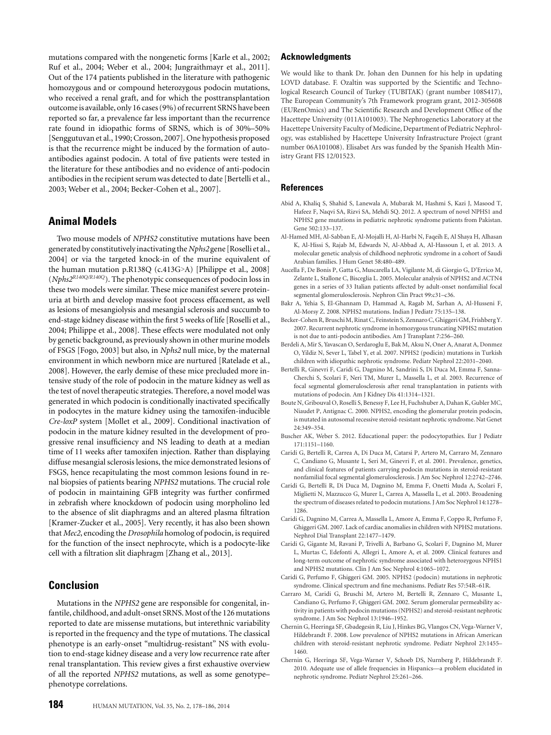mutations compared with the nongenetic forms [Karle et al., 2002; Ruf et al., 2004; Weber et al., 2004; Jungraithmayr et al., 2011]. Out of the 174 patients published in the literature with pathogenic homozygous and or compound heterozygous podocin mutations, who received a renal graft, and for which the posttransplantation outcome is available, only 16 cases (9%) of recurrent SRNS have been reported so far, a prevalence far less important than the recurrence rate found in idiopathic forms of SRNS, which is of 30%–50% [Senggutuvan et al., 1990; Crosson, 2007]. One hypothesis proposed is that the recurrence might be induced by the formation of autoantibodies against podocin. A total of five patients were tested in the literature for these antibodies and no evidence of anti-podocin antibodies in the recipient serum was detected to date [Bertelli et al., 2003; Weber et al., 2004; Becker-Cohen et al., 2007].

## Animal Models

Two mouse models of *NPHS2* constitutive mutations have been generated by constitutively inactivating the *Nphs2* gene [Roselli et al., 2004] or via the targeted knock-in of the murine equivalent of the human mutation p.R138Q (c.413G>A) [Philippe et al., 2008] (*Nphs2*$^{R140Q/R140Q}$). The phenotypic consequences of podocin loss in these two models were similar. These mice manifest severe proteinuria at birth and develop massive foot process effacement, as well as lesions of mesangiolysis and mesangial sclerosis and succumb to end-stage kidney disease within the first 5 weeks of life [Roselli et al., 2004; Philippe et al., 2008]. These effects were modulated not only by genetic background, as previously shown in other murine models of FSGS [Fogo, 2003] but also, in *Nphs2* null mice, by the maternal environment in which newborn mice are nurtured [Ratelade et al., 2008]. However, the early demise of these mice precluded more intensive study of the role of podocin in the mature kidney as well as the test of novel therapeutic strategies. Therefore, a novel model was generated in which podocin is conditionally inactivated specifically in podocytes in the mature kidney using the tamoxifen-inducible *Cre-loxP* system [Mollet et al., 2009]. Conditional inactivation of podocin in the mature kidney resulted in the development of progressive renal insufficiency and NS leading to death at a median time of 11 weeks after tamoxifen injection. Rather than displaying diffuse mesangial sclerosis lesions, the mice demonstrated lesions of FSGS, hence recapitulating the most common lesions found in renal biopsies of patients bearing *NPHS2* mutations. The crucial role of podocin in maintaining GFB integrity was further confirmed in zebrafish where knockdown of podocin using morpholino led to the absence of slit diaphragms and an altered plasma filtration [Kramer-Zucker et al., 2005]. Very recently, it has also been shown that *Mec2*, encoding the *Drosophila* homolog of podocin, is required for the function of the insect nephrocyte, which is a podocyte-like cell with a filtration slit diaphragm [Zhang et al., 2013].

## Conclusion

Mutations in the *NPHS2* gene are responsible for congenital, infantile, childhood, and adult-onset SRNS. Most of the 126 mutations reported to date are missense mutations, but interethnic variability is reported in the frequency and the type of mutations. The classical phenotype is an early-onset "multidrug-resistant" NS with evolution to end-stage kidney disease and a very low recurrence rate after renal transplantation. This review gives a first exhaustive overview of all the reported *NPHS2* mutations, as well as some genotype–phenotype correlations.

## Acknowledgments

We would like to thank Dr. Johan den Dunnen for his help in updating LOVD database. F. Ozaltin was supported by the Scientific and Technological Research Council of Turkey (TUBITAK) (grant number 108S417), The European Community's 7th Framework program grant, 2012-305608 (EURenOmics) and The Scientific Research and Development Office of the Hacettepe University (011A101003). The Nephrogenetics Laboratory at the Hacettepe University Faculty of Medicine, Department of Pediatric Nephrology, was established by Hacettepe University Infrastructure Project (grant number 06A101008). Elisabet Ars was funded by the Spanish Health Ministry Grant FIS 12/01523.

## References

Abid A, Khaliq S, Shahid S, Lanewala A, Mubarak M, Hashmi S, Kazi J, Masood T, Hafeez F, Naqvi SA, Rizvi SA, Mehdi SQ. 2012. A spectrum of novel NPHS1 and NPHS2 gene mutations in pediatric nephrotic syndrome patients from Pakistan. Gene 502:133–137.

Al-Hamed MH, Al-Sabban E, Al-Mojalli H, Al-Harbi N, Faqeih E, Al Shaya H, Alhasan K, Al-Hissi S, Rajab M, Edwards N, Al-Abbad A, Al-Hassoun I, et al. 2013. A molecular genetic analysis of childhood nephrotic syndrome in a cohort of Saudi Arabian families. J Hum Genet 58:480–489.

Aucella F, De Bonis P, Gatta G, Muscarella LA, Vigilante M, di Giorgio G, D'Errico M, Zelante L, Stallone C, Bisceglia L. 2005. Molecular analysis of NPHS2 and ACTN4 genes in a series of 33 Italian patients affected by adult-onset nonfamilial focal segmental glomerulosclerosis. Nephron Clin Pract 99:c31–c36.

Bakr A, Yehia S, El-Ghannam D, Hammad A, Ragab M, Sarhan A, Al-Husseni F, Al-Morsy Z. 2008. NPHS2 mutations. Indian J Pediatr 75:135–138.

Becker-Cohen R, Bruschi M, Rinat C, Feinstein S, Zennaro C, Ghiggeri GM, Frishberg Y. 2007. Recurrent nephrotic syndrome in homozygous truncating NPHS2 mutation is not due to anti-podocin antibodies. Am J Transplant 7:256–260.

Berdeli A, Mir S, Yavascan O, Serdaroglu E, Bak M, Aksu N, Oner A, Anarat A, Donmez O, Yildiz N, Sever L, Tabel Y, et al. 2007. NPHS2 (podicin) mutations in Turkish children with idiopathic nephrotic syndrome. Pediatr Nephrol 22:2031–2040.

Bertelli R, Ginevri F, Caridi G, Dagnino M, Sandrini S, Di Duca M, Emma F, Sanna-Cherchi S, Scolari F, Neri TM, Murer L, Massella L, et al. 2003. Recurrence of focal segmental glomerulosclerosis after renal transplantation in patients with mutations of podocin. Am J Kidney Dis 41:1314–1321.

Boute N, Gribouval O, Roselli S, Benessy F, Lee H, Fuchshuber A, Dahan K, Gubler MC, Niaudet P, Antignac C. 2000. NPHS2, encoding the glomerular protein podocin, is mutated in autosomal recessive steroid-resistant nephrotic syndrome. Nat Genet 24:349–354.

Buscher AK, Weber S. 2012. Educational paper: the podocytopathies. Eur J Pediatr 171:1151–1160.

Caridi G, Bertelli R, Carrea A, Di Duca M, Catarsi P, Artero M, Carraro M, Zennaro C, Candiano G, Musante L, Seri M, Ginevri F, et al. 2001. Prevalence, genetics, and clinical features of patients carrying podocin mutations in steroid-resistant nonfamilial focal segmental glomerulosclerosis. J Am Soc Nephrol 12:2742–2746.

Caridi G, Bertelli R, Di Duca M, Dagnino M, Emma F, Onetti Muda A, Scolari F, Miglietti N, Mazzucco G, Murer L, Carrea A, Massella L, et al. 2003. Broadening the spectrum of diseases related to podocin mutations. J Am Soc Nephrol 14:1278–1286.

Caridi G, Dagnino M, Carrea A, Massella L, Amore A, Emma F, Coppo R, Perfumo F, Ghiggeri GM. 2007. Lack of cardiac anomalies in children with NPHS2 mutations. Nephrol Dial Transplant 22:1477–1479.

Caridi G, Gigante M, Ravani P, Trivelli A, Barbano G, Scolari F, Dagnino M, Murer L, Murtas C, Edefonti A, Allegri L, Amore A, et al. 2009. Clinical features and long-term outcome of nephrotic syndrome associated with heterozygous NPHS1 and NPHS2 mutations. Clin J Am Soc Nephrol 4:1065–1072.

Caridi G, Perfumo F, Ghiggeri GM. 2005. NPHS2 (podocin) mutations in nephrotic syndrome. Clinical spectrum and fine mechanisms. Pediatr Res 57:54R–61R.

Carraro M, Caridi G, Bruschi M, Artero M, Bertelli R, Zennaro C, Musante L, Candiano G, Perfumo F, Ghiggeri GM. 2002. Serum glomerular permeability activity in patients with podocin mutations (NPHS2) and steroid-resistant nephrotic syndrome. J Am Soc Nephrol 13:1946–1952.

Chernin G, Heeringa SF, Gbadegesin R, Liu J, Hinkes BG, Vlangos CN, Vega-Warner V, Hildebrandt F. 2008. Low prevalence of NPHS2 mutations in African American children with steroid-resistant nephrotic syndrome. Pediatr Nephrol 23:1455–1460.

Chernin G, Heeringa SF, Vega-Warner V, Schoeb DS, Nurnberg P, Hildebrandt F. 2010. Adequate use of allele frequencies in Hispanics—a problem elucidated in nephrotic syndrome. Pediatr Nephrol 25:261–266.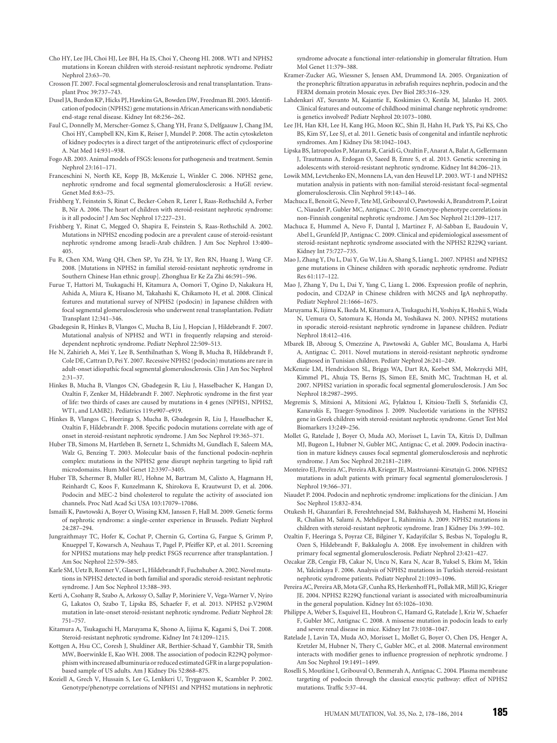Cho HY, Lee JH, Choi HJ, Lee BH, Ha IS, Choi Y, Cheong HI. 2008. WT1 and NPHS2 mutations in Korean children with steroid-resistant nephrotic syndrome. Pediatr Nephrol 23:63–70.

Crosson JT. 2007. Focal segmental glomerulosclerosis and renal transplantation. Transplant Proc 39:737–743.

Dusel JA, Burdon KP, Hicks PJ, Hawkins GA, Bowden DW, Freedman BI. 2005. Identification of podocin (NPHS2) gene mutations in African Americans with nondiabetic end-stage renal disease. Kidney Int 68:256–262.

Faul C, Donnelly M, Merscher-Gomez S, Chang YH, Franz S, Delfgaauw J, Chang JM, Choi HY, Campbell KN, Kim K, Reiser J, Mundel P. 2008. The actin cytoskeleton of kidney podocytes is a direct target of the antiproteinuric effect of cyclosporine A. Nat Med 14:931–938.

Fogo AB. 2003. Animal models of FSGS: lessons for pathogenesis and treatment. Semin Nephrol 23:161–171.

Franceschini N, North KE, Kopp JB, McKenzie L, Winkler C. 2006. NPHS2 gene, nephrotic syndrome and focal segmental glomerulosclerosis: a HuGE review. Genet Med 8:63–75.

Frishberg Y, Feinstein S, Rinat C, Becker-Cohen R, Lerer I, Raas-Rothschild A, Ferber B, Nir A. 2006. The heart of children with steroid-resistant nephrotic syndrome: is it all podocin? J Am Soc Nephrol 17:227–231.

Frishberg Y, Rinat C, Megged O, Shapira E, Feinstein S, Raas-Rothschild A. 2002. Mutations in NPHS2 encoding podocin are a prevalent cause of steroid-resistant nephrotic syndrome among Israeli-Arab children. J Am Soc Nephrol 13:400–405.

Fu R, Chen XM, Wang QH, Chen SP, Yu ZH, Ye LY, Ren RN, Huang J, Wang CF. 2008. [Mutations in NPHS2 in familial steroid-resistant nephrotic syndrome in Southern Chinese Han ethnic group]. Zhonghua Er Ke Za Zhi 46:591–596.

Furue T, Hattori M, Tsukaguchi H, Kitamura A, Oomori T, Ogino D, Nakakura H, Ashida A, Miura K, Hisano M, Takahashi K, Chikamoto H, et al. 2008. Clinical features and mutational survey of NPHS2 (podocin) in Japanese children with focal segmental glomerulosclerosis who underwent renal transplantation. Pediatr Transplant 12:341–346.

Gbadegesin R, Hinkes B, Vlangos C, Mucha B, Liu J, Hopcian J, Hildebrandt F. 2007. Mutational analysis of NPHS2 and WT1 in frequently relapsing and steroid-dependent nephrotic syndrome. Pediatr Nephrol 22:509–513.

He N, Zahirieh A, Mei Y, Lee B, Senthilnathan S, Wong B, Mucha B, Hildebrandt F, Cole DE, Cattran D, Pei Y. 2007. Recessive NPHS2 (podocin) mutations are rare in adult-onset idiopathic focal segmental glomerulosclerosis. Clin J Am Soc Nephrol 2:31–37.

Hinkes B, Mucha B, Vlangos CN, Gbadegesin R, Liu J, Hasselbacher K, Hangan D, Ozaltin F, Zenker M, Hildebrandt F. 2007. Nephrotic syndrome in the first year of life: two thirds of cases are caused by mutations in 4 genes (NPHS1, NPHS2, WT1, and LAMB2). Pediatrics 119:e907–e919.

Hinkes B, Vlangos C, Heeringa S, Mucha B, Gbadegesin R, Liu J, Hasselbacher K, Ozaltin F, Hildebrandt F. 2008. Specific podocin mutations correlate with age of onset in steroid-resistant nephrotic syndrome. J Am Soc Nephrol 19:365–371.

Huber TB, Simons M, Hartleben B, Sernetz L, Schmidts M, Gundlach E, Saleem MA, Walz G, Benzing T. 2003. Molecular basis of the functional podocin-nephrin complex: mutations in the NPHS2 gene disrupt nephrin targeting to lipid raft microdomains. Hum Mol Genet 12:3397–3405.

Huber TB, Schermer B, Muller RU, Hohne M, Bartram M, Calixto A, Hagmann H, Reinhardt C, Koos F, Kunzelmann K, Shirokova E, Krautwurst D, et al. 2006. Podocin and MEC-2 bind cholesterol to regulate the activity of associated ion channels. Proc Natl Acad Sci USA 103:17079–17086.

Ismaili K, Pawtowski A, Boyer O, Wissing KM, Janssen F, Hall M. 2009. Genetic forms of nephrotic syndrome: a single-center experience in Brussels. Pediatr Nephrol 24:287–294.

Jungraithmayr TC, Hofer K, Cochat P, Chernin G, Cortina G, Fargue S, Grimm P, Knueppel T, Kowarsch A, Neuhaus T, Pagel P, Pfeiffer KP, et al. 2011. Screening for NPHS2 mutations may help predict FSGS recurrence after transplantation. J Am Soc Nephrol 22:579–585.

Karle SM, Uetz B, Ronner V, Glaeser L, Hildebrandt F, Fuchshuber A. 2002. Novel mutations in NPHS2 detected in both familial and sporadic steroid-resistant nephrotic syndrome. J Am Soc Nephrol 13:388–393.

Kerti A, Csohany R, Szabo A, Arkossy O, Sallay P, Moriniere V, Vega-Warner V, Nyiro G, Lakatos O, Szabo T, Lipska BS, Schaefer F, et al. 2013. NPHS2 p.V290M mutation in late-onset steroid-resistant nephrotic syndrome. Pediatr Nephrol 28: 751–757.

Kitamura A, Tsukaguchi H, Maruyama K, Shono A, Iijima K, Kagami S, Doi T. 2008. Steroid-resistant nephrotic syndrome. Kidney Int 74:1209–1215.

Kottgen A, Hsu CC, Coresh J, Shuldiner AR, Berthier-Schaad Y, Gambhir TR, Smith MW, Boerwinkle E, Kao WH. 2008. The association of podocin R229Q polymorphism with increased albuminuria or reduced estimated GFR in a large population-based sample of US adults. Am J Kidney Dis 52:868–875.

Koziell A, Grech V, Hussain S, Lee G, Lenkkeri U, Tryggvason K, Scambler P. 2002. Genotype/phenotype correlations of NPHS1 and NPHS2 mutations in nephrotic syndrome advocate a functional inter-relationship in glomerular filtration. Hum Mol Genet 11:379–388.

Kramer-Zucker AG, Wiessner S, Jensen AM, Drummond IA. 2005. Organization of the pronephric filtration apparatus in zebrafish requires nephrin, podocin and the FERM domain protein Mosaic eyes. Dev Biol 285:316–329.

Lahdenkari AT, Suvanto M, Kajantie E, Koskimies O, Kestila M, Jalanko H. 2005. Clinical features and outcome of childhood minimal change nephrotic syndrome: is genetics involved? Pediatr Nephrol 20:1073–1080.

Lee JH, Han KH, Lee H, Kang HG, Moon KC, Shin JI, Hahn H, Park YS, Pai KS, Cho BS, Kim SY, Lee SJ, et al. 2011. Genetic basis of congenital and infantile nephrotic syndromes. Am J Kidney Dis 58:1042–1043.

Lipska BS, Iatropoulos P, Maranta R, Caridi G, Ozaltin F, Anarat A, Balat A, Gellermann J, Trautmann A, Erdogan O, Saeed B, Emre S, et al. 2013. Genetic screening in adolescents with steroid-resistant nephrotic syndrome. Kidney Int 84:206–213.

Lowik MM, Levtchenko EN, Monnens LA, van den Heuvel LP. 2003. WT-1 and NPHS2 mutation analysis in patients with non-familial steroid-resistant focal-segmental glomerulosclerosis. Clin Nephrol 59:143–146.

Machuca E, Benoit G, Nevo F, Tete MJ, Gribouval O, Pawtowski A, Brandstrom P, Loirat C, Niaudet P, Gubler MC, Antignac C. 2010. Genotype-phenotype correlations in non-Finnish congenital nephrotic syndrome. J Am Soc Nephrol 21:1209–1217.

Machuca E, Hummel A, Nevo F, Dantal J, Martinez F, Al-Sabban E, Baudouin V, Abel L, Grunfeld JP, Antignac C. 2009. Clinical and epidemiological assessment of steroid-resistant nephrotic syndrome associated with the NPHS2 R229Q variant. Kidney Int 75:727–735.

Mao J, Zhang Y, Du L, Dai Y, Gu W, Liu A, Shang S, Liang L. 2007. NPHS1 and NPHS2 gene mutations in Chinese children with sporadic nephrotic syndrome. Pediatr Res 61:117–122.

Mao J, Zhang Y, Du L, Dai Y, Yang C, Liang L. 2006. Expression profile of nephrin, podocin, and CD2AP in Chinese children with MCNS and IgA nephropathy. Pediatr Nephrol 21:1666–1675.

Maruyama K, Iijima K, Ikeda M, Kitamura A, Tsukaguchi H, Yoshiya K, Hoshii S, Wada N, Uemura O, Satomura K, Honda M, Yoshikawa N. 2003. NPHS2 mutations in sporadic steroid-resistant nephrotic syndrome in Japanese children. Pediatr Nephrol 18:412–416.

Mbarek IB, Abroug S, Omezzine A, Pawtowski A, Gubler MC, Bouslama A, Harbi A, Antignac C. 2011. Novel mutations in steroid-resistant nephrotic syndrome diagnosed in Tunisian children. Pediatr Nephrol 26:241–249.

McKenzie LM, Hendrickson SL, Briggs WA, Dart RA, Korbet SM, Mokrzycki MH, Kimmel PL, Ahuja TS, Berns JS, Simon EE, Smith MC, Trachtman H, et al. 2007. NPHS2 variation in sporadic focal segmental glomerulosclerosis. J Am Soc Nephrol 18:2987–2995.

Megremis S, Mitsioni A, Mitsioni AG, Fylaktou I, Kitsiou-Tzelli S, Stefanidis CJ, Kanavakis E, Traeger-Synodinos J. 2009. Nucleotide variations in the NPHS2 gene in Greek children with steroid-resistant nephrotic syndrome. Genet Test Mol Biomarkers 13:249–256.

Mollet G, Ratelade J, Boyer O, Muda AO, Morisset L, Lavin TA, Kitzis D, Dallman MJ, Bugeon L, Hubner N, Gubler MC, Antignac C, et al. 2009. Podocin inactivation in mature kidneys causes focal segmental glomerulosclerosis and nephrotic syndrome. J Am Soc Nephrol 20:2181–2189.

Monteiro EJ, Pereira AC, Pereira AB, Krieger JE, Mastroianni-Kirsztajn G. 2006. NPHS2 mutations in adult patients with primary focal segmental glomerulosclerosis. J Nephrol 19:366–371.

Niaudet P. 2004. Podocin and nephrotic syndrome: implications for the clinician. J Am Soc Nephrol 15:832–834.

Otukesh H, Ghazanfari B, Fereshtehnejad SM, Bakhshayesh M, Hashemi M, Hoseini R, Chalian M, Salami A, Mehdipor L, Rahiminia A. 2009. NPHS2 mutations in children with steroid-resistant nephrotic syndrome. Iran J Kidney Dis 3:99–102.

Ozaltin F, Heeringa S, Poyraz CE, Bilginer Y, Kadayifcilar S, Besbas N, Topaloglu R, Ozen S, Hildebrandt F, Bakkaloglu A. 2008. Eye involvement in children with primary focal segmental glomerulosclerosis. Pediatr Nephrol 23:421–427.

Ozcakar ZB, Cengiz FB, Cakar N, Uncu N, Kara N, Acar B, Yuksel S, Ekim M, Tekin M, Yalcinkaya F. 2006. Analysis of NPHS2 mutations in Turkish steroid-resistant nephrotic syndrome patients. Pediatr Nephrol 21:1093–1096.

Pereira AC, Pereira AB, Mota GF, Cunha RS, Herkenhoff FL, Pollak MR, Mill JG, Krieger JE. 2004. NPHS2 R229Q functional variant is associated with microalbuminuria in the general population. Kidney Int 65:1026–1030.

Philippe A, Weber S, Esquivel EL, Houbron C, Hamard G, Ratelade J, Kriz W, Schaefer F, Gubler MC, Antignac C. 2008. A missense mutation in podocin leads to early and severe renal disease in mice. Kidney Int 73:1038–1047.

Ratelade J, Lavin TA, Muda AO, Morisset L, Mollet G, Boyer O, Chen DS, Henger A, Kretzler M, Hubner N, Thery C, Gubler MC, et al. 2008. Maternal environment interacts with modifier genes to influence progression of nephrotic syndrome. J Am Soc Nephrol 19:1491–1499.

Roselli S, Moutkine I, Gribouval O, Benmerah A, Antignac C. 2004. Plasma membrane targeting of podocin through the classical exocytic pathway: effect of NPHS2 mutations. Traffic 5:37–44.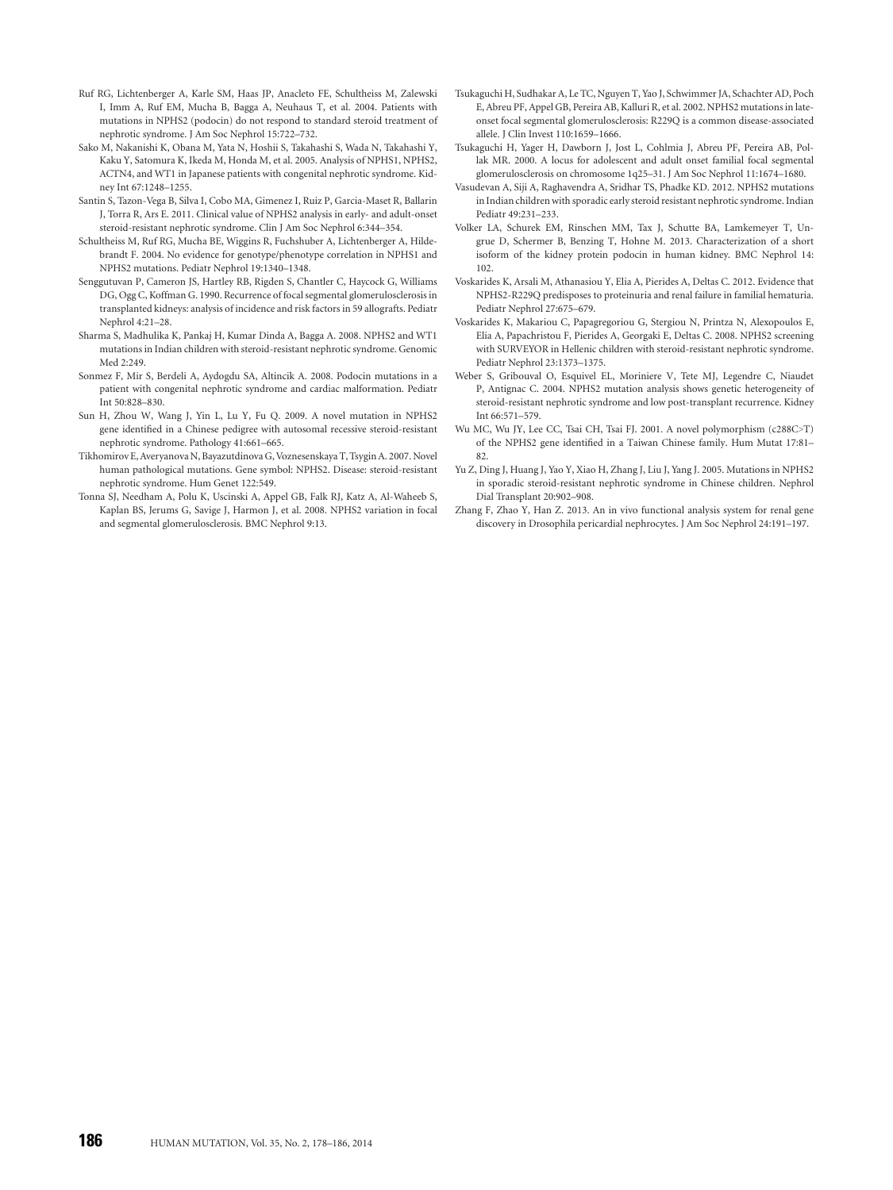Ruf RG, Lichtenberger A, Karle SM, Haas JP, Anacleto FE, Schultheiss M, Zalewski I, Imm A, Ruf EM, Mucha B, Bagga A, Neuhaus T, et al. 2004. Patients with mutations in NPHS2 (podocin) do not respond to standard steroid treatment of nephrotic syndrome. J Am Soc Nephrol 15:722–732.

Sako M, Nakanishi K, Obana M, Yata N, Hoshii S, Takahashi S, Wada N, Takahashi Y, Kaku Y, Satomura K, Ikeda M, Honda M, et al. 2005. Analysis of NPHS1, NPHS2, ACTN4, and WT1 in Japanese patients with congenital nephrotic syndrome. Kidney Int 67:1248–1255.

Santin S, Tazon-Vega B, Silva I, Cobo MA, Gimenez I, Ruiz P, Garcia-Maset R, Ballarin J, Torra R, Ars E. 2011. Clinical value of NPHS2 analysis in early- and adult-onset steroid-resistant nephrotic syndrome. Clin J Am Soc Nephrol 6:344–354.

Schultheiss M, Ruf RG, Mucha BE, Wiggins R, Fuchshuber A, Lichtenberger A, Hildebrandt F. 2004. No evidence for genotype/phenotype correlation in NPHS1 and NPHS2 mutations. Pediatr Nephrol 19:1340–1348.

Senggutuvan P, Cameron JS, Hartley RB, Rigden S, Chantler C, Haycock G, Williams DG, Ogg C, Koffman G. 1990. Recurrence of focal segmental glomerulosclerosis in transplanted kidneys: analysis of incidence and risk factors in 59 allografts. Pediatr Nephrol 4:21–28.

Sharma S, Madhulika K, Pankaj H, Kumar Dinda A, Bagga A. 2008. NPHS2 and WT1 mutations in Indian children with steroid-resistant nephrotic syndrome. Genomic Med 2:249.

Sonmez F, Mir S, Berdeli A, Aydogdu SA, Altincik A. 2008. Podocin mutations in a patient with congenital nephrotic syndrome and cardiac malformation. Pediatr Int 50:828–830.

Sun H, Zhou W, Wang J, Yin L, Lu Y, Fu Q. 2009. A novel mutation in NPHS2 gene identified in a Chinese pedigree with autosomal recessive steroid-resistant nephrotic syndrome. Pathology 41:661–665.

Tikhomirov E, Averyanova N, Bayazutdinova G, Voznesenskaya T, Tsygin A. 2007. Novel human pathological mutations. Gene symbol: NPHS2. Disease: steroid-resistant nephrotic syndrome. Hum Genet 122:549.

Tonna SJ, Needham A, Polu K, Uscinski A, Appel GB, Falk RJ, Katz A, Al-Waheeb S, Kaplan BS, Jerums G, Savige J, Harmon J, et al. 2008. NPHS2 variation in focal and segmental glomerulosclerosis. BMC Nephrol 9:13.

Tsukaguchi H, Sudhakar A, Le TC, Nguyen T, Yao J, Schwimmer JA, Schachter AD, Poch E, Abreu PF, Appel GB, Pereira AB, Kalluri R, et al. 2002. NPHS2 mutations in late-onset focal segmental glomerulosclerosis: R229Q is a common disease-associated allele. J Clin Invest 110:1659–1666.

Tsukaguchi H, Yager H, Dawborn J, Jost L, Cohlmia J, Abreu PF, Pereira AB, Pollak MR. 2000. A locus for adolescent and adult onset familial focal segmental glomerulosclerosis on chromosome 1q25–31. J Am Soc Nephrol 11:1674–1680.

Vasudevan A, Siji A, Raghavendra A, Sridhar TS, Phadke KD. 2012. NPHS2 mutations in Indian children with sporadic early steroid resistant nephrotic syndrome. Indian Pediatr 49:231–233.

Volker LA, Schurek EM, Rinschen MM, Tax J, Schutte BA, Lamkemeyer T, Ungrue D, Schermer B, Benzing T, Hohne M. 2013. Characterization of a short isoform of the kidney protein podocin in human kidney. BMC Nephrol 14: 102.

Voskarides K, Arsali M, Athanasiou Y, Elia A, Pierides A, Deltas C. 2012. Evidence that NPHS2-R229Q predisposes to proteinuria and renal failure in familial hematuria. Pediatr Nephrol 27:675–679.

Voskarides K, Makariou C, Papagregoriou G, Stergiou N, Printza N, Alexopoulos E, Elia A, Papachristou F, Pierides A, Georgaki E, Deltas C. 2008. NPHS2 screening with SURVEYOR in Hellenic children with steroid-resistant nephrotic syndrome. Pediatr Nephrol 23:1373–1375.

Weber S, Gribouval O, Esquivel EL, Moriniere V, Tete MJ, Legendre C, Niaudet P, Antignac C. 2004. NPHS2 mutation analysis shows genetic heterogeneity of steroid-resistant nephrotic syndrome and low post-transplant recurrence. Kidney Int 66:571–579.

Wu MC, Wu JY, Lee CC, Tsai CH, Tsai FJ. 2001. A novel polymorphism (c288C>T) of the NPHS2 gene identified in a Taiwan Chinese family. Hum Mutat 17:81–82.

Yu Z, Ding J, Huang J, Yao Y, Xiao H, Zhang J, Liu J, Yang J. 2005. Mutations in NPHS2 in sporadic steroid-resistant nephrotic syndrome in Chinese children. Nephrol Dial Transplant 20:902–908.

Zhang F, Zhao Y, Han Z. 2013. An in vivo functional analysis system for renal gene discovery in Drosophila pericardial nephrocytes. J Am Soc Nephrol 24:191–197.